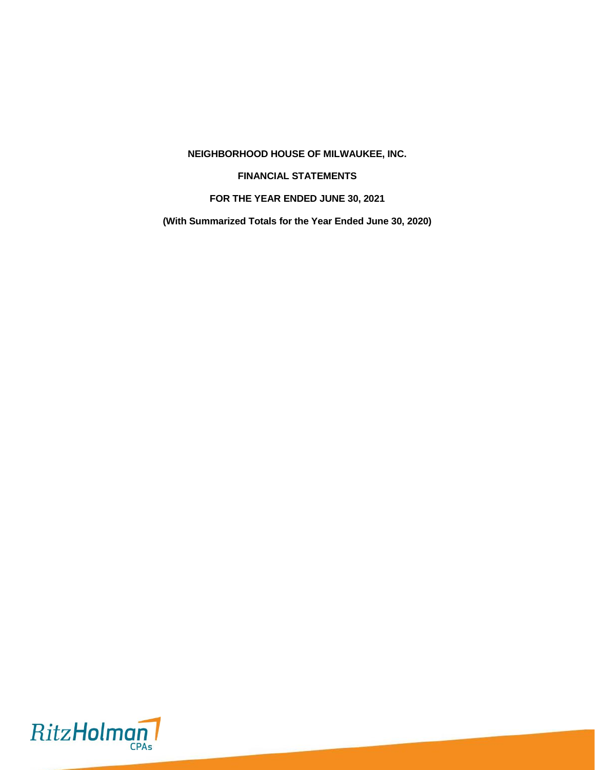# NEIGHBORHOOD HOUSE OF MILWAUKEE, INC.

## FINANCIAL STATEMENTS

## FOR THE YEAR ENDED JUNE 30, 2021

**(With Summarized Totals for the Year Ended June 30, 2020)**

RitzHolman CPAs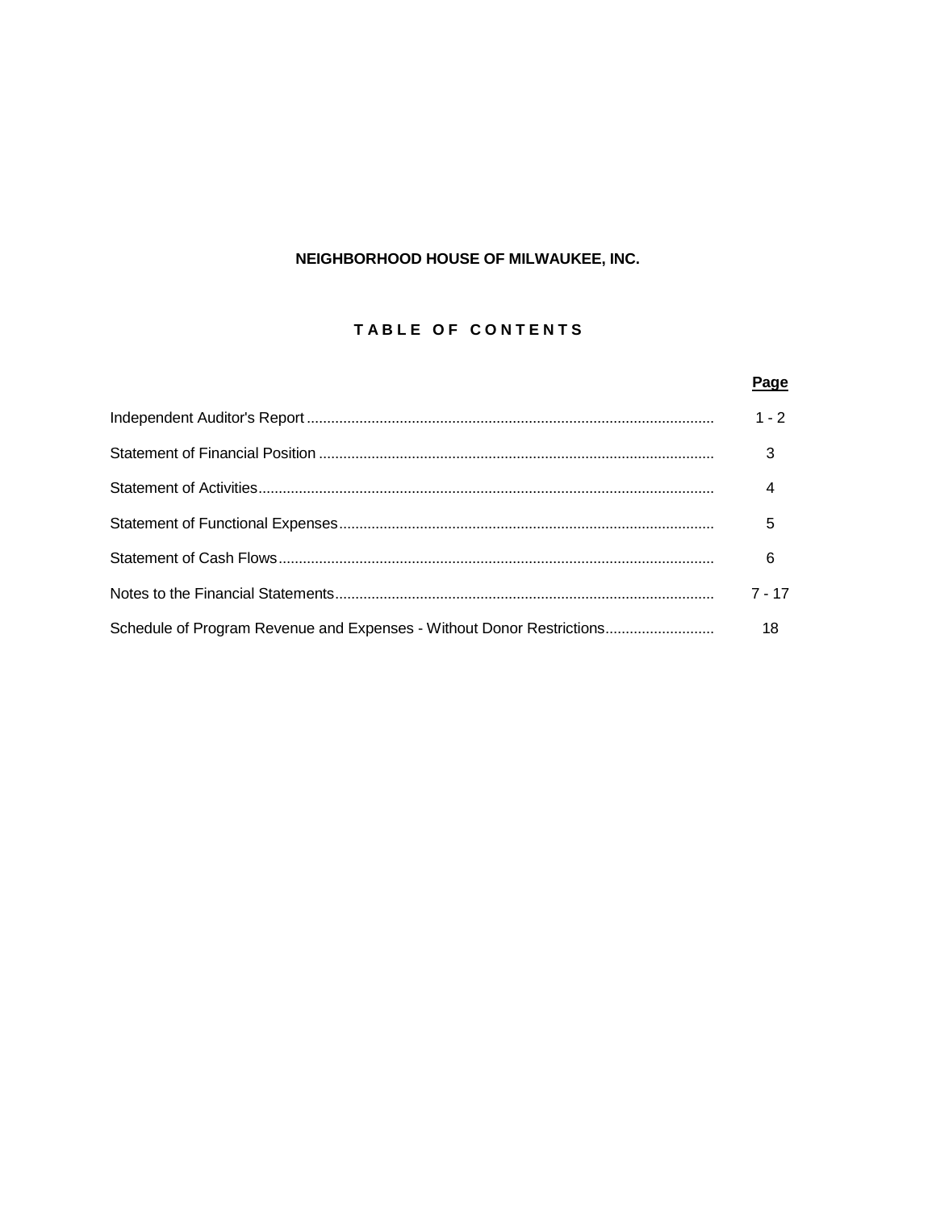**NEIGHBORHOOD HOUSE OF MILWAUKEE, INC.**

# TABLE OF CONTENTS

| | Page |
|---|---|
| Independent Auditor's Report | 1 - 2 |
| Statement of Financial Position | 3 |
| Statement of Activities | 4 |
| Statement of Functional Expenses | 5 |
| Statement of Cash Flows | 6 |
| Notes to the Financial Statements | 7 - 17 |
| Schedule of Program Revenue and Expenses - Without Donor Restrictions | 18 |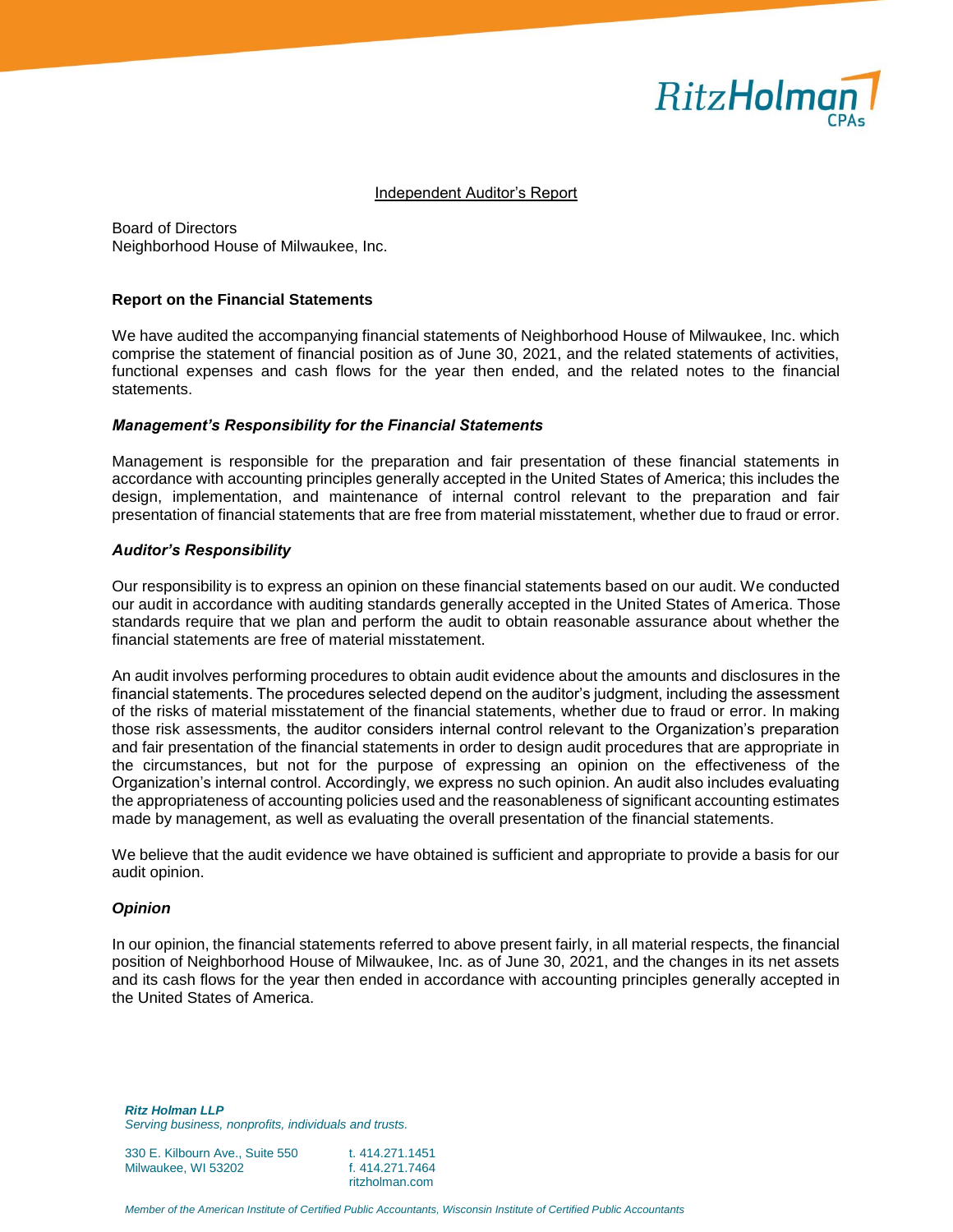RitzHolman CPAs

Independent Auditor's Report

Board of Directors
Neighborhood House of Milwaukee, Inc.

**Report on the Financial Statements**

We have audited the accompanying financial statements of Neighborhood House of Milwaukee, Inc. which comprise the statement of financial position as of June 30, 2021, and the related statements of activities, functional expenses and cash flows for the year then ended, and the related notes to the financial statements.

***Management's Responsibility for the Financial Statements***

Management is responsible for the preparation and fair presentation of these financial statements in accordance with accounting principles generally accepted in the United States of America; this includes the design, implementation, and maintenance of internal control relevant to the preparation and fair presentation of financial statements that are free from material misstatement, whether due to fraud or error.

***Auditor's Responsibility***

Our responsibility is to express an opinion on these financial statements based on our audit. We conducted our audit in accordance with auditing standards generally accepted in the United States of America. Those standards require that we plan and perform the audit to obtain reasonable assurance about whether the financial statements are free of material misstatement.

An audit involves performing procedures to obtain audit evidence about the amounts and disclosures in the financial statements. The procedures selected depend on the auditor's judgment, including the assessment of the risks of material misstatement of the financial statements, whether due to fraud or error. In making those risk assessments, the auditor considers internal control relevant to the Organization's preparation and fair presentation of the financial statements in order to design audit procedures that are appropriate in the circumstances, but not for the purpose of expressing an opinion on the effectiveness of the Organization's internal control. Accordingly, we express no such opinion. An audit also includes evaluating the appropriateness of accounting policies used and the reasonableness of significant accounting estimates made by management, as well as evaluating the overall presentation of the financial statements.

We believe that the audit evidence we have obtained is sufficient and appropriate to provide a basis for our audit opinion.

***Opinion***

In our opinion, the financial statements referred to above present fairly, in all material respects, the financial position of Neighborhood House of Milwaukee, Inc. as of June 30, 2021, and the changes in its net assets and its cash flows for the year then ended in accordance with accounting principles generally accepted in the United States of America.

***Ritz Holman LLP***
*Serving business, nonprofits, individuals and trusts.*

330 E. Kilbourn Ave., Suite 550
Milwaukee, WI 53202

t. 414.271.1451
f. 414.271.7464
ritzholman.com

*Member of the American Institute of Certified Public Accountants, Wisconsin Institute of Certified Public Accountants*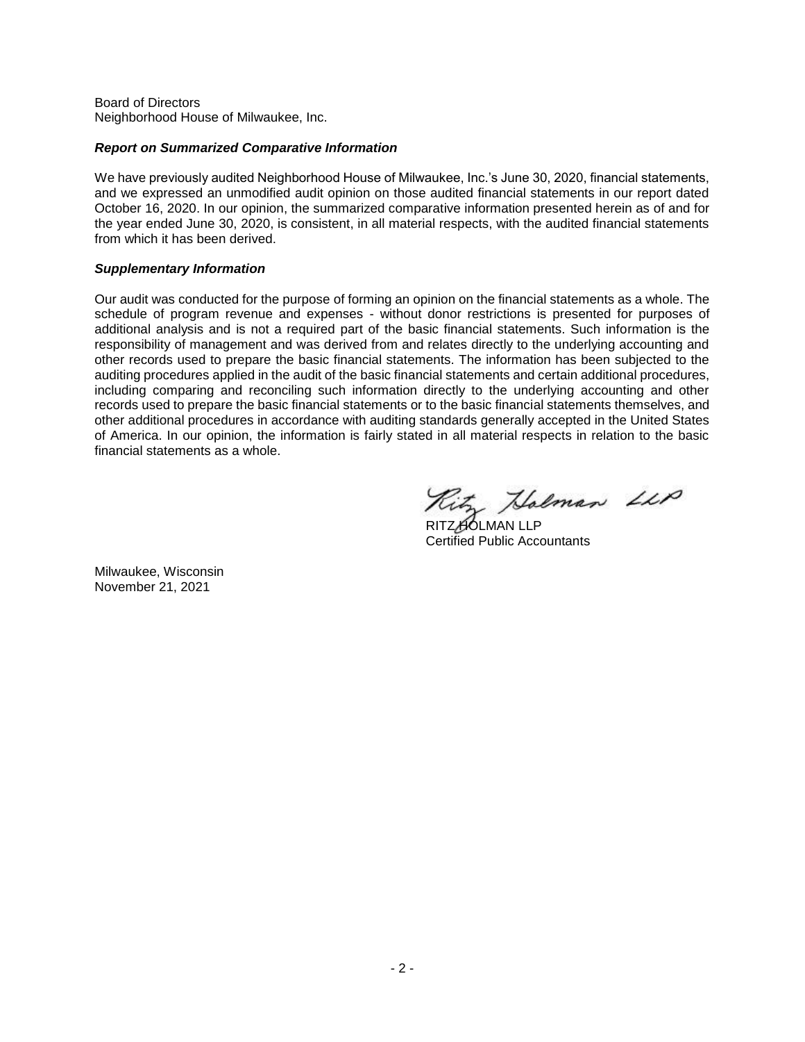Board of Directors
Neighborhood House of Milwaukee, Inc.

***Report on Summarized Comparative Information***

We have previously audited Neighborhood House of Milwaukee, Inc.'s June 30, 2020, financial statements, and we expressed an unmodified audit opinion on those audited financial statements in our report dated October 16, 2020. In our opinion, the summarized comparative information presented herein as of and for the year ended June 30, 2020, is consistent, in all material respects, with the audited financial statements from which it has been derived.

***Supplementary Information***

Our audit was conducted for the purpose of forming an opinion on the financial statements as a whole. The schedule of program revenue and expenses - without donor restrictions is presented for purposes of additional analysis and is not a required part of the basic financial statements. Such information is the responsibility of management and was derived from and relates directly to the underlying accounting and other records used to prepare the basic financial statements. The information has been subjected to the auditing procedures applied in the audit of the basic financial statements and certain additional procedures, including comparing and reconciling such information directly to the underlying accounting and other records used to prepare the basic financial statements or to the basic financial statements themselves, and other additional procedures in accordance with auditing standards generally accepted in the United States of America. In our opinion, the information is fairly stated in all material respects in relation to the basic financial statements as a whole.

Ritz Holman LLP

RITZ HOLMAN LLP
Certified Public Accountants

Milwaukee, Wisconsin
November 21, 2021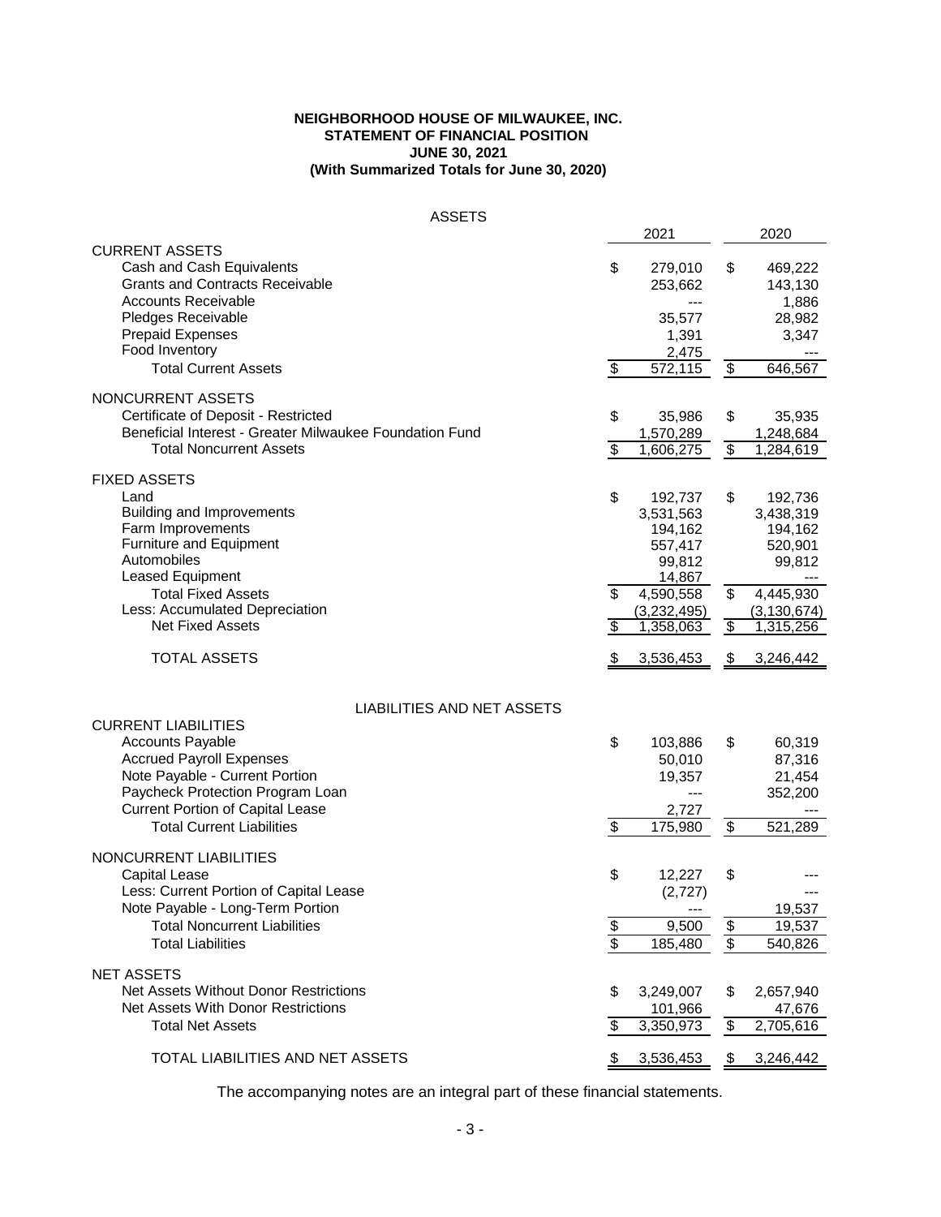**NEIGHBORHOOD HOUSE OF MILWAUKEE, INC.**
**STATEMENT OF FINANCIAL POSITION**
**JUNE 30, 2021**
**(With Summarized Totals for June 30, 2020)**

ASSETS

| | 2021 | 2020 |
|---|---|---|
| CURRENT ASSETS | | |
| Cash and Cash Equivalents | $ 279,010 | $ 469,222 |
| Grants and Contracts Receivable | 253,662 | 143,130 |
| Accounts Receivable | --- | 1,886 |
| Pledges Receivable | 35,577 | 28,982 |
| Prepaid Expenses | 1,391 | 3,347 |
| Food Inventory | 2,475 | --- |
| Total Current Assets | $ 572,115 | $ 646,567 |
| NONCURRENT ASSETS | | |
| Certificate of Deposit - Restricted | $ 35,986 | $ 35,935 |
| Beneficial Interest - Greater Milwaukee Foundation Fund | 1,570,289 | 1,248,684 |
| Total Noncurrent Assets | $ 1,606,275 | $ 1,284,619 |
| FIXED ASSETS | | |
| Land | $ 192,737 | $ 192,736 |
| Building and Improvements | 3,531,563 | 3,438,319 |
| Farm Improvements | 194,162 | 194,162 |
| Furniture and Equipment | 557,417 | 520,901 |
| Automobiles | 99,812 | 99,812 |
| Leased Equipment | 14,867 | --- |
| Total Fixed Assets | $ 4,590,558 | $ 4,445,930 |
| Less: Accumulated Depreciation | (3,232,495) | (3,130,674) |
| Net Fixed Assets | $ 1,358,063 | $ 1,315,256 |
| TOTAL ASSETS | $ 3,536,453 | $ 3,246,442 |

LIABILITIES AND NET ASSETS

| | 2021 | 2020 |
|---|---|---|
| CURRENT LIABILITIES | | |
| Accounts Payable | $ 103,886 | $ 60,319 |
| Accrued Payroll Expenses | 50,010 | 87,316 |
| Note Payable - Current Portion | 19,357 | 21,454 |
| Paycheck Protection Program Loan | --- | 352,200 |
| Current Portion of Capital Lease | 2,727 | --- |
| Total Current Liabilities | $ 175,980 | $ 521,289 |
| NONCURRENT LIABILITIES | | |
| Capital Lease | $ 12,227 | $ --- |
| Less: Current Portion of Capital Lease | (2,727) | --- |
| Note Payable - Long-Term Portion | --- | 19,537 |
| Total Noncurrent Liabilities | $ 9,500 | $ 19,537 |
| Total Liabilities | $ 185,480 | $ 540,826 |
| NET ASSETS | | |
| Net Assets Without Donor Restrictions | $ 3,249,007 | $ 2,657,940 |
| Net Assets With Donor Restrictions | 101,966 | 47,676 |
| Total Net Assets | $ 3,350,973 | $ 2,705,616 |
| TOTAL LIABILITIES AND NET ASSETS | $ 3,536,453 | $ 3,246,442 |

The accompanying notes are an integral part of these financial statements.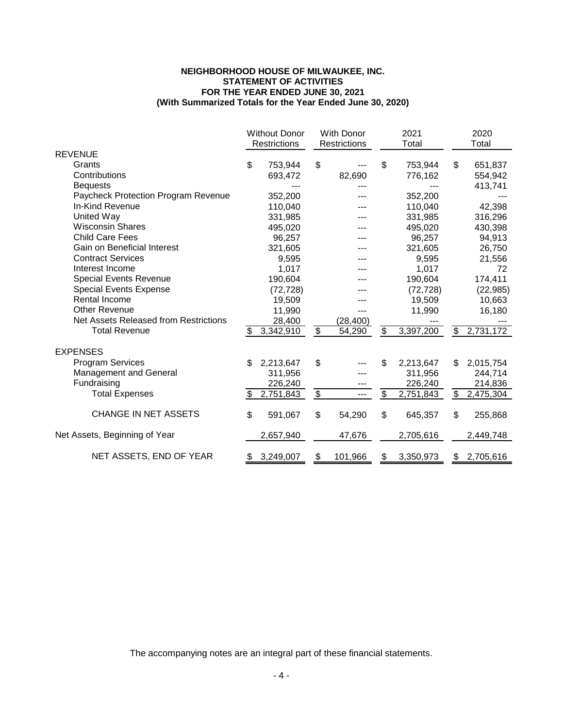**NEIGHBORHOOD HOUSE OF MILWAUKEE, INC.**
**STATEMENT OF ACTIVITIES**
**FOR THE YEAR ENDED JUNE 30, 2021**
**(With Summarized Totals for the Year Ended June 30, 2020)**

| | Without Donor Restrictions | With Donor Restrictions | 2021 Total | 2020 Total |
|---|---|---|---|---|
| REVENUE | | | | |
| Grants | $ 753,944 | $ --- | $ 753,944 | $ 651,837 |
| Contributions | 693,472 | 82,690 | 776,162 | 554,942 |
| Bequests | --- | --- | --- | 413,741 |
| Paycheck Protection Program Revenue | 352,200 | --- | 352,200 | --- |
| In-Kind Revenue | 110,040 | --- | 110,040 | 42,398 |
| United Way | 331,985 | --- | 331,985 | 316,296 |
| Wisconsin Shares | 495,020 | --- | 495,020 | 430,398 |
| Child Care Fees | 96,257 | --- | 96,257 | 94,913 |
| Gain on Beneficial Interest | 321,605 | --- | 321,605 | 26,750 |
| Contract Services | 9,595 | --- | 9,595 | 21,556 |
| Interest Income | 1,017 | --- | 1,017 | 72 |
| Special Events Revenue | 190,604 | --- | 190,604 | 174,411 |
| Special Events Expense | (72,728) | --- | (72,728) | (22,985) |
| Rental Income | 19,509 | --- | 19,509 | 10,663 |
| Other Revenue | 11,990 | --- | 11,990 | 16,180 |
| Net Assets Released from Restrictions | 28,400 | (28,400) | --- | --- |
| Total Revenue | $ 3,342,910 | $ 54,290 | $ 3,397,200 | $ 2,731,172 |
| EXPENSES | | | | |
| Program Services | $ 2,213,647 | $ --- | $ 2,213,647 | $ 2,015,754 |
| Management and General | 311,956 | --- | 311,956 | 244,714 |
| Fundraising | 226,240 | --- | 226,240 | 214,836 |
| Total Expenses | $ 2,751,843 | $ --- | $ 2,751,843 | $ 2,475,304 |
| CHANGE IN NET ASSETS | $ 591,067 | $ 54,290 | $ 645,357 | $ 255,868 |
| Net Assets, Beginning of Year | 2,657,940 | 47,676 | 2,705,616 | 2,449,748 |
| NET ASSETS, END OF YEAR | $ 3,249,007 | $ 101,966 | $ 3,350,973 | $ 2,705,616 |

The accompanying notes are an integral part of these financial statements.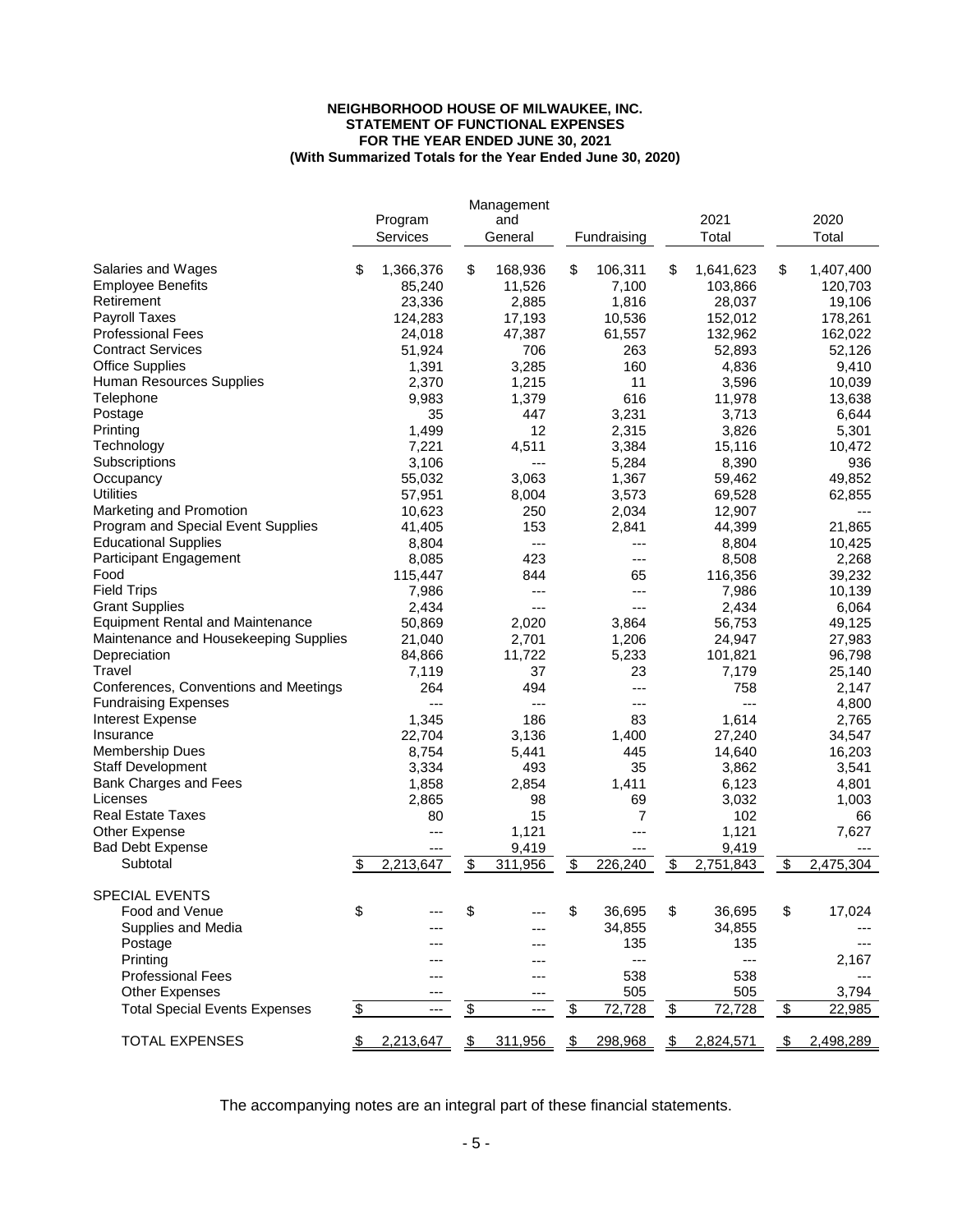**NEIGHBORHOOD HOUSE OF MILWAUKEE, INC.**
**STATEMENT OF FUNCTIONAL EXPENSES**
**FOR THE YEAR ENDED JUNE 30, 2021**
**(With Summarized Totals for the Year Ended June 30, 2020)**

| | Program Services | Management and General | Fundraising | 2021 Total | 2020 Total |
|---|---|---|---|---|---|
| Salaries and Wages | $ 1,366,376 | $ 168,936 | $ 106,311 | $ 1,641,623 | $ 1,407,400 |
| Employee Benefits | 85,240 | 11,526 | 7,100 | 103,866 | 120,703 |
| Retirement | 23,336 | 2,885 | 1,816 | 28,037 | 19,106 |
| Payroll Taxes | 124,283 | 17,193 | 10,536 | 152,012 | 178,261 |
| Professional Fees | 24,018 | 47,387 | 61,557 | 132,962 | 162,022 |
| Contract Services | 51,924 | 706 | 263 | 52,893 | 52,126 |
| Office Supplies | 1,391 | 3,285 | 160 | 4,836 | 9,410 |
| Human Resources Supplies | 2,370 | 1,215 | 11 | 3,596 | 10,039 |
| Telephone | 9,983 | 1,379 | 616 | 11,978 | 13,638 |
| Postage | 35 | 447 | 3,231 | 3,713 | 6,644 |
| Printing | 1,499 | 12 | 2,315 | 3,826 | 5,301 |
| Technology | 7,221 | 4,511 | 3,384 | 15,116 | 10,472 |
| Subscriptions | 3,106 | --- | 5,284 | 8,390 | 936 |
| Occupancy | 55,032 | 3,063 | 1,367 | 59,462 | 49,852 |
| Utilities | 57,951 | 8,004 | 3,573 | 69,528 | 62,855 |
| Marketing and Promotion | 10,623 | 250 | 2,034 | 12,907 | --- |
| Program and Special Event Supplies | 41,405 | 153 | 2,841 | 44,399 | 21,865 |
| Educational Supplies | 8,804 | --- | --- | 8,804 | 10,425 |
| Participant Engagement | 8,085 | 423 | --- | 8,508 | 2,268 |
| Food | 115,447 | 844 | 65 | 116,356 | 39,232 |
| Field Trips | 7,986 | --- | --- | 7,986 | 10,139 |
| Grant Supplies | 2,434 | --- | --- | 2,434 | 6,064 |
| Equipment Rental and Maintenance | 50,869 | 2,020 | 3,864 | 56,753 | 49,125 |
| Maintenance and Housekeeping Supplies | 21,040 | 2,701 | 1,206 | 24,947 | 27,983 |
| Depreciation | 84,866 | 11,722 | 5,233 | 101,821 | 96,798 |
| Travel | 7,119 | 37 | 23 | 7,179 | 25,140 |
| Conferences, Conventions and Meetings | 264 | 494 | --- | 758 | 2,147 |
| Fundraising Expenses | --- | --- | --- | --- | 4,800 |
| Interest Expense | 1,345 | 186 | 83 | 1,614 | 2,765 |
| Insurance | 22,704 | 3,136 | 1,400 | 27,240 | 34,547 |
| Membership Dues | 8,754 | 5,441 | 445 | 14,640 | 16,203 |
| Staff Development | 3,334 | 493 | 35 | 3,862 | 3,541 |
| Bank Charges and Fees | 1,858 | 2,854 | 1,411 | 6,123 | 4,801 |
| Licenses | 2,865 | 98 | 69 | 3,032 | 1,003 |
| Real Estate Taxes | 80 | 15 | 7 | 102 | 66 |
| Other Expense | --- | 1,121 | --- | 1,121 | 7,627 |
| Bad Debt Expense | --- | 9,419 | --- | 9,419 | --- |
| Subtotal | $ 2,213,647 | $ 311,956 | $ 226,240 | $ 2,751,843 | $ 2,475,304 |
| SPECIAL EVENTS | | | | | |
| Food and Venue | $ --- | $ --- | $ 36,695 | $ 36,695 | $ 17,024 |
| Supplies and Media | --- | --- | 34,855 | 34,855 | --- |
| Postage | --- | --- | 135 | 135 | --- |
| Printing | --- | --- | --- | --- | 2,167 |
| Professional Fees | --- | --- | 538 | 538 | --- |
| Other Expenses | --- | --- | 505 | 505 | 3,794 |
| Total Special Events Expenses | $ --- | $ --- | $ 72,728 | $ 72,728 | $ 22,985 |
| TOTAL EXPENSES | $ 2,213,647 | $ 311,956 | $ 298,968 | $ 2,824,571 | $ 2,498,289 |

The accompanying notes are an integral part of these financial statements.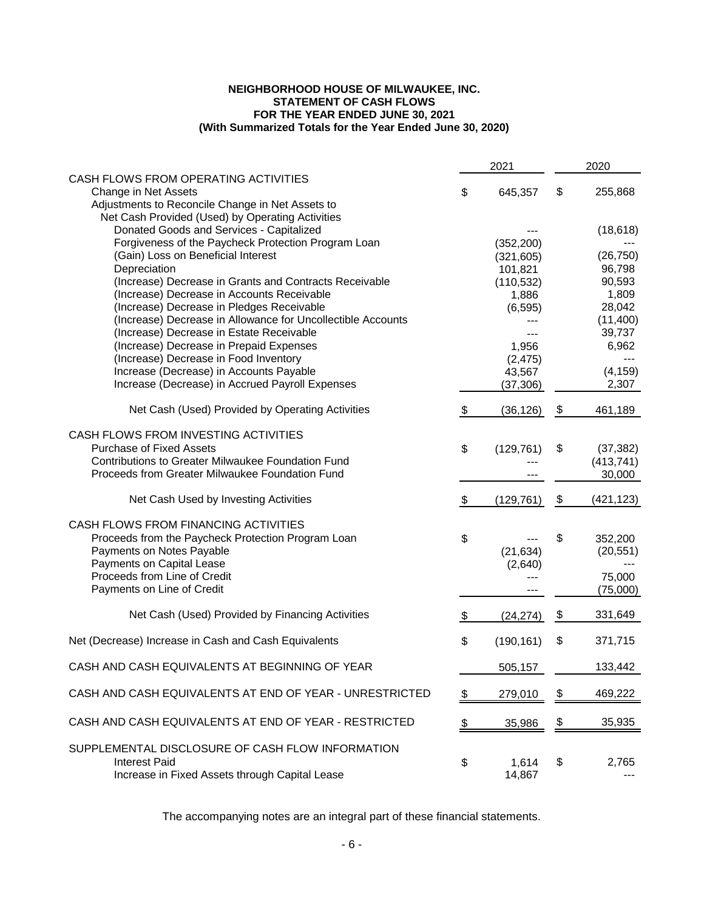**NEIGHBORHOOD HOUSE OF MILWAUKEE, INC.**
**STATEMENT OF CASH FLOWS**
**FOR THE YEAR ENDED JUNE 30, 2021**
**(With Summarized Totals for the Year Ended June 30, 2020)**

| | 2021 | 2020 |
|---|---|---|
| CASH FLOWS FROM OPERATING ACTIVITIES | | |
| Change in Net Assets | $ 645,357 | $ 255,868 |
| Adjustments to Reconcile Change in Net Assets to Net Cash Provided (Used) by Operating Activities | | |
| Donated Goods and Services - Capitalized | --- | (18,618) |
| Forgiveness of the Paycheck Protection Program Loan | (352,200) | --- |
| (Gain) Loss on Beneficial Interest | (321,605) | (26,750) |
| Depreciation | 101,821 | 96,798 |
| (Increase) Decrease in Grants and Contracts Receivable | (110,532) | 90,593 |
| (Increase) Decrease in Accounts Receivable | 1,886 | 1,809 |
| (Increase) Decrease in Pledges Receivable | (6,595) | 28,042 |
| (Increase) Decrease in Allowance for Uncollectible Accounts | --- | (11,400) |
| (Increase) Decrease in Estate Receivable | --- | 39,737 |
| (Increase) Decrease in Prepaid Expenses | 1,956 | 6,962 |
| (Increase) Decrease in Food Inventory | (2,475) | --- |
| Increase (Decrease) in Accounts Payable | 43,567 | (4,159) |
| Increase (Decrease) in Accrued Payroll Expenses | (37,306) | 2,307 |
| Net Cash (Used) Provided by Operating Activities | $ (36,126) | $ 461,189 |
| CASH FLOWS FROM INVESTING ACTIVITIES | | |
| Purchase of Fixed Assets | $ (129,761) | $ (37,382) |
| Contributions to Greater Milwaukee Foundation Fund | --- | (413,741) |
| Proceeds from Greater Milwaukee Foundation Fund | --- | 30,000 |
| Net Cash Used by Investing Activities | $ (129,761) | $ (421,123) |
| CASH FLOWS FROM FINANCING ACTIVITIES | | |
| Proceeds from the Paycheck Protection Program Loan | $ --- | $ 352,200 |
| Payments on Notes Payable | (21,634) | (20,551) |
| Payments on Capital Lease | (2,640) | --- |
| Proceeds from Line of Credit | --- | 75,000 |
| Payments on Line of Credit | --- | (75,000) |
| Net Cash (Used) Provided by Financing Activities | $ (24,274) | $ 331,649 |
| Net (Decrease) Increase in Cash and Cash Equivalents | $ (190,161) | $ 371,715 |
| CASH AND CASH EQUIVALENTS AT BEGINNING OF YEAR | 505,157 | 133,442 |
| CASH AND CASH EQUIVALENTS AT END OF YEAR - UNRESTRICTED | $ 279,010 | $ 469,222 |
| CASH AND CASH EQUIVALENTS AT END OF YEAR - RESTRICTED | $ 35,986 | $ 35,935 |
| SUPPLEMENTAL DISCLOSURE OF CASH FLOW INFORMATION | | |
| Interest Paid | $ 1,614 | $ 2,765 |
| Increase in Fixed Assets through Capital Lease | 14,867 | --- |

The accompanying notes are an integral part of these financial statements.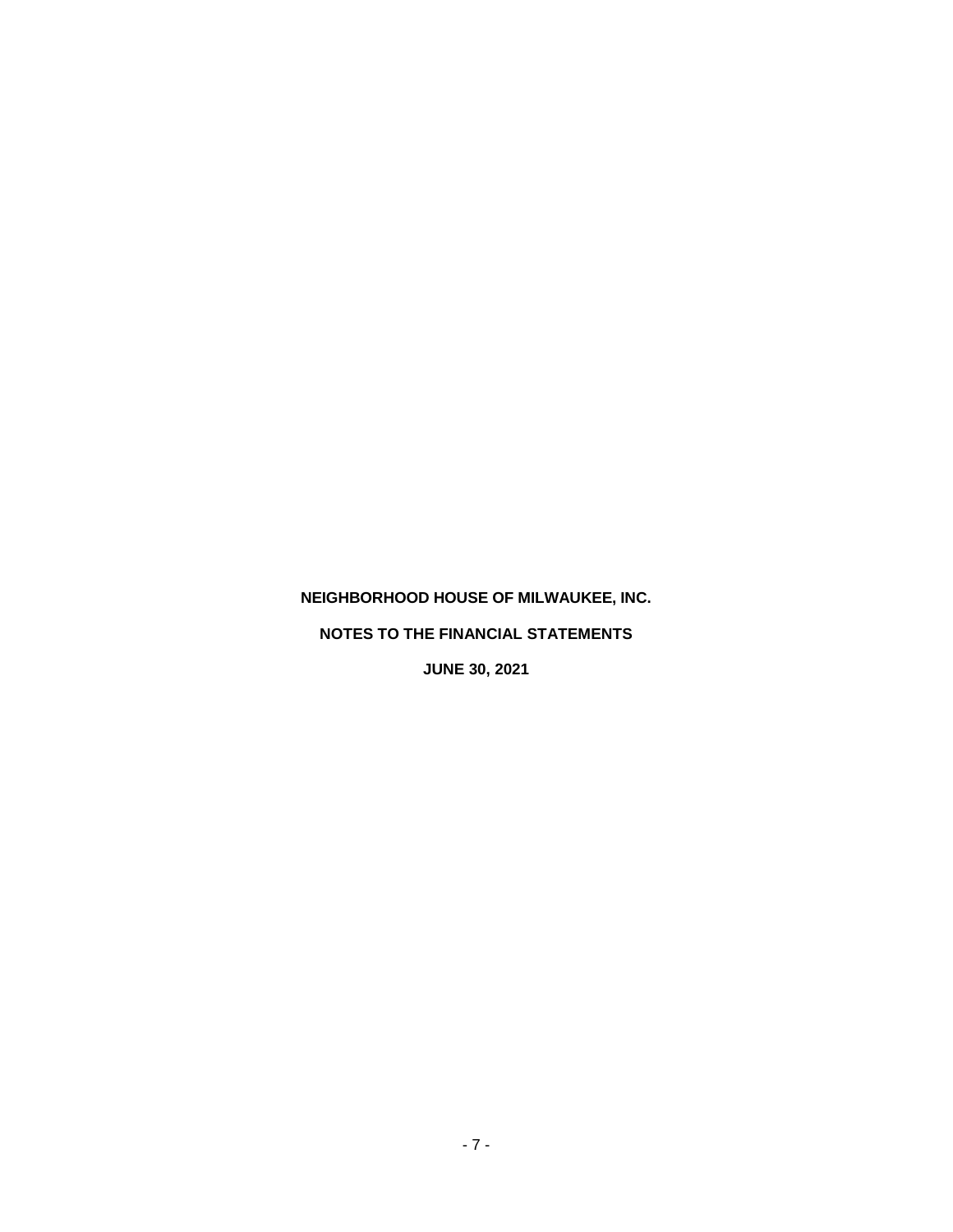**NEIGHBORHOOD HOUSE OF MILWAUKEE, INC.**

**NOTES TO THE FINANCIAL STATEMENTS**

**JUNE 30, 2021**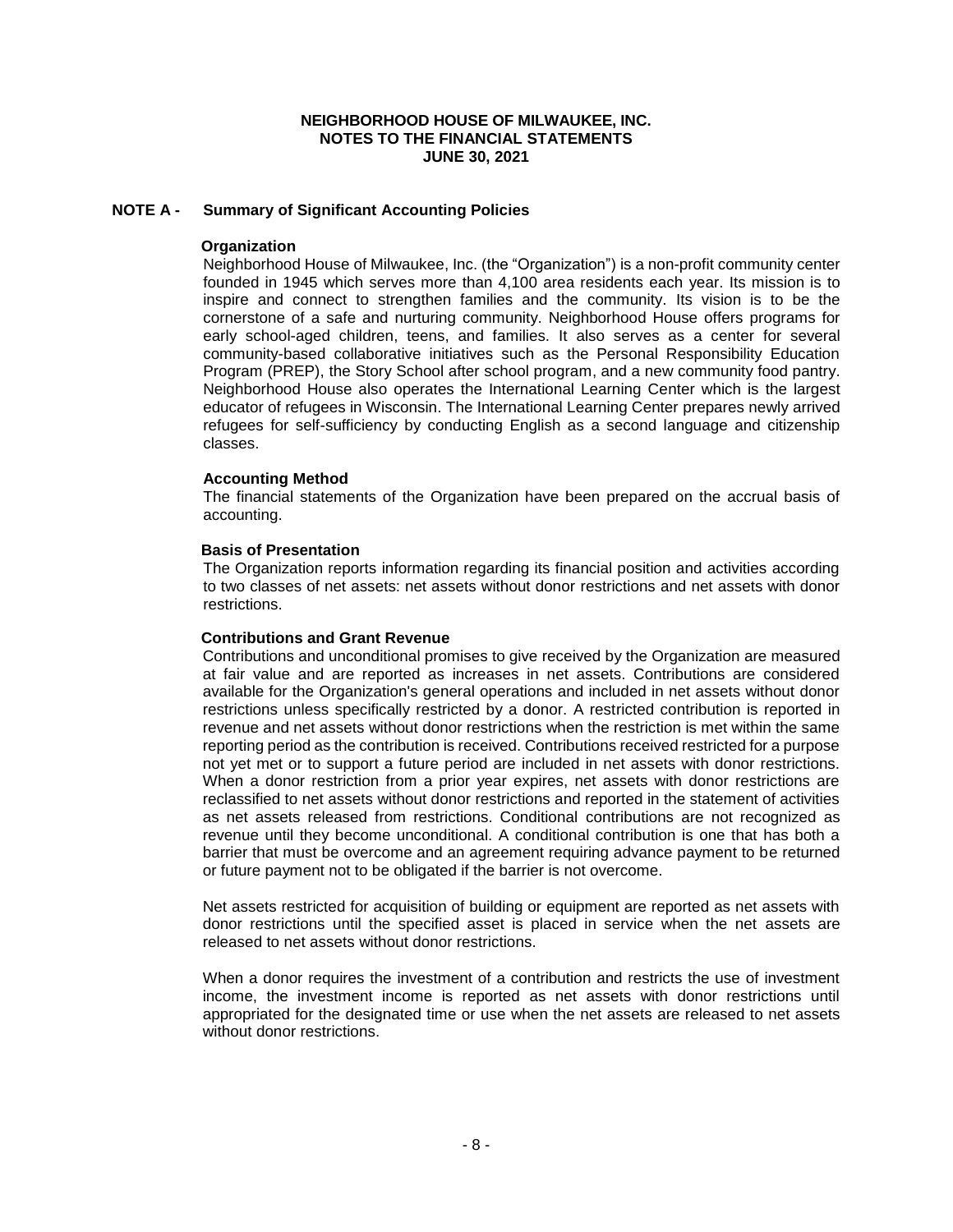**NEIGHBORHOOD HOUSE OF MILWAUKEE, INC.**
**NOTES TO THE FINANCIAL STATEMENTS**
**JUNE 30, 2021**

## NOTE A - Summary of Significant Accounting Policies

### Organization

Neighborhood House of Milwaukee, Inc. (the "Organization") is a non-profit community center founded in 1945 which serves more than 4,100 area residents each year. Its mission is to inspire and connect to strengthen families and the community. Its vision is to be the cornerstone of a safe and nurturing community. Neighborhood House offers programs for early school-aged children, teens, and families. It also serves as a center for several community-based collaborative initiatives such as the Personal Responsibility Education Program (PREP), the Story School after school program, and a new community food pantry. Neighborhood House also operates the International Learning Center which is the largest educator of refugees in Wisconsin. The International Learning Center prepares newly arrived refugees for self-sufficiency by conducting English as a second language and citizenship classes.

### Accounting Method

The financial statements of the Organization have been prepared on the accrual basis of accounting.

### Basis of Presentation

The Organization reports information regarding its financial position and activities according to two classes of net assets: net assets without donor restrictions and net assets with donor restrictions.

### Contributions and Grant Revenue

Contributions and unconditional promises to give received by the Organization are measured at fair value and are reported as increases in net assets. Contributions are considered available for the Organization's general operations and included in net assets without donor restrictions unless specifically restricted by a donor. A restricted contribution is reported in revenue and net assets without donor restrictions when the restriction is met within the same reporting period as the contribution is received. Contributions received restricted for a purpose not yet met or to support a future period are included in net assets with donor restrictions. When a donor restriction from a prior year expires, net assets with donor restrictions are reclassified to net assets without donor restrictions and reported in the statement of activities as net assets released from restrictions. Conditional contributions are not recognized as revenue until they become unconditional. A conditional contribution is one that has both a barrier that must be overcome and an agreement requiring advance payment to be returned or future payment not to be obligated if the barrier is not overcome.

Net assets restricted for acquisition of building or equipment are reported as net assets with donor restrictions until the specified asset is placed in service when the net assets are released to net assets without donor restrictions.

When a donor requires the investment of a contribution and restricts the use of investment income, the investment income is reported as net assets with donor restrictions until appropriated for the designated time or use when the net assets are released to net assets without donor restrictions.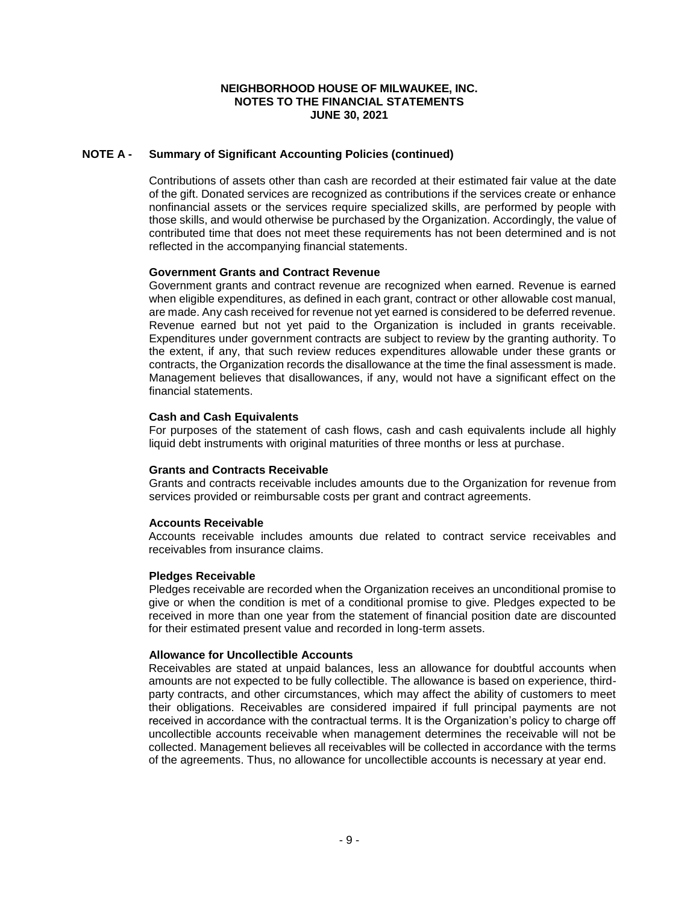## NOTE A - Summary of Significant Accounting Policies (continued)

Contributions of assets other than cash are recorded at their estimated fair value at the date of the gift. Donated services are recognized as contributions if the services create or enhance nonfinancial assets or the services require specialized skills, are performed by people with those skills, and would otherwise be purchased by the Organization. Accordingly, the value of contributed time that does not meet these requirements has not been determined and is not reflected in the accompanying financial statements.

**Government Grants and Contract Revenue**
Government grants and contract revenue are recognized when earned. Revenue is earned when eligible expenditures, as defined in each grant, contract or other allowable cost manual, are made. Any cash received for revenue not yet earned is considered to be deferred revenue. Revenue earned but not yet paid to the Organization is included in grants receivable. Expenditures under government contracts are subject to review by the granting authority. To the extent, if any, that such review reduces expenditures allowable under these grants or contracts, the Organization records the disallowance at the time the final assessment is made. Management believes that disallowances, if any, would not have a significant effect on the financial statements.

**Cash and Cash Equivalents**
For purposes of the statement of cash flows, cash and cash equivalents include all highly liquid debt instruments with original maturities of three months or less at purchase.

**Grants and Contracts Receivable**
Grants and contracts receivable includes amounts due to the Organization for revenue from services provided or reimbursable costs per grant and contract agreements.

**Accounts Receivable**
Accounts receivable includes amounts due related to contract service receivables and receivables from insurance claims.

**Pledges Receivable**
Pledges receivable are recorded when the Organization receives an unconditional promise to give or when the condition is met of a conditional promise to give. Pledges expected to be received in more than one year from the statement of financial position date are discounted for their estimated present value and recorded in long-term assets.

**Allowance for Uncollectible Accounts**
Receivables are stated at unpaid balances, less an allowance for doubtful accounts when amounts are not expected to be fully collectible. The allowance is based on experience, third-party contracts, and other circumstances, which may affect the ability of customers to meet their obligations. Receivables are considered impaired if full principal payments are not received in accordance with the contractual terms. It is the Organization's policy to charge off uncollectible accounts receivable when management determines the receivable will not be collected. Management believes all receivables will be collected in accordance with the terms of the agreements. Thus, no allowance for uncollectible accounts is necessary at year end.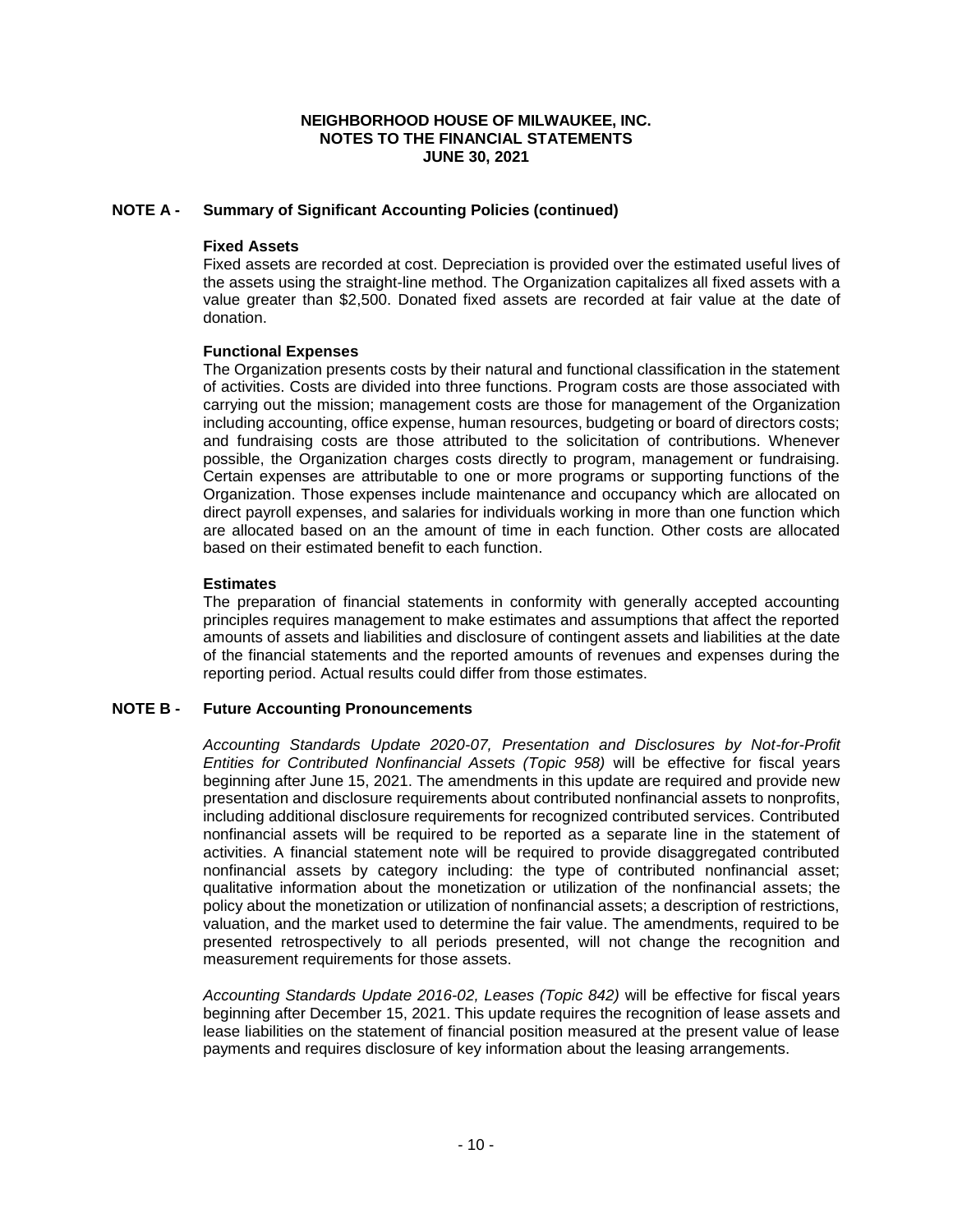## NEIGHBORHOOD HOUSE OF MILWAUKEE, INC.
## NOTES TO THE FINANCIAL STATEMENTS
## JUNE 30, 2021

### NOTE A - Summary of Significant Accounting Policies (continued)

**Fixed Assets**

Fixed assets are recorded at cost. Depreciation is provided over the estimated useful lives of the assets using the straight-line method. The Organization capitalizes all fixed assets with a value greater than $2,500. Donated fixed assets are recorded at fair value at the date of donation.

**Functional Expenses**

The Organization presents costs by their natural and functional classification in the statement of activities. Costs are divided into three functions. Program costs are those associated with carrying out the mission; management costs are those for management of the Organization including accounting, office expense, human resources, budgeting or board of directors costs; and fundraising costs are those attributed to the solicitation of contributions. Whenever possible, the Organization charges costs directly to program, management or fundraising. Certain expenses are attributable to one or more programs or supporting functions of the Organization. Those expenses include maintenance and occupancy which are allocated on direct payroll expenses, and salaries for individuals working in more than one function which are allocated based on an the amount of time in each function. Other costs are allocated based on their estimated benefit to each function.

**Estimates**

The preparation of financial statements in conformity with generally accepted accounting principles requires management to make estimates and assumptions that affect the reported amounts of assets and liabilities and disclosure of contingent assets and liabilities at the date of the financial statements and the reported amounts of revenues and expenses during the reporting period. Actual results could differ from those estimates.

### NOTE B - Future Accounting Pronouncements

*Accounting Standards Update 2020-07, Presentation and Disclosures by Not-for-Profit Entities for Contributed Nonfinancial Assets (Topic 958)* will be effective for fiscal years beginning after June 15, 2021. The amendments in this update are required and provide new presentation and disclosure requirements about contributed nonfinancial assets to nonprofits, including additional disclosure requirements for recognized contributed services. Contributed nonfinancial assets will be required to be reported as a separate line in the statement of activities. A financial statement note will be required to provide disaggregated contributed nonfinancial assets by category including: the type of contributed nonfinancial asset; qualitative information about the monetization or utilization of the nonfinancial assets; the policy about the monetization or utilization of nonfinancial assets; a description of restrictions, valuation, and the market used to determine the fair value. The amendments, required to be presented retrospectively to all periods presented, will not change the recognition and measurement requirements for those assets.

*Accounting Standards Update 2016-02, Leases (Topic 842)* will be effective for fiscal years beginning after December 15, 2021. This update requires the recognition of lease assets and lease liabilities on the statement of financial position measured at the present value of lease payments and requires disclosure of key information about the leasing arrangements.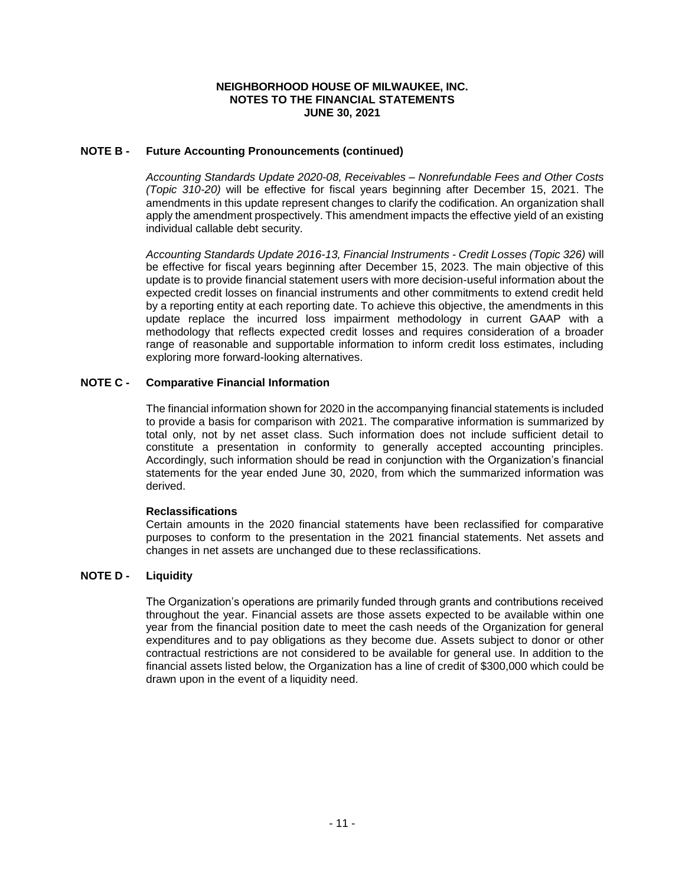## NOTE B - Future Accounting Pronouncements (continued)

*Accounting Standards Update 2020-08, Receivables – Nonrefundable Fees and Other Costs (Topic 310-20)* will be effective for fiscal years beginning after December 15, 2021. The amendments in this update represent changes to clarify the codification. An organization shall apply the amendment prospectively. This amendment impacts the effective yield of an existing individual callable debt security.

*Accounting Standards Update 2016-13, Financial Instruments - Credit Losses (Topic 326)* will be effective for fiscal years beginning after December 15, 2023. The main objective of this update is to provide financial statement users with more decision-useful information about the expected credit losses on financial instruments and other commitments to extend credit held by a reporting entity at each reporting date. To achieve this objective, the amendments in this update replace the incurred loss impairment methodology in current GAAP with a methodology that reflects expected credit losses and requires consideration of a broader range of reasonable and supportable information to inform credit loss estimates, including exploring more forward-looking alternatives.

## NOTE C - Comparative Financial Information

The financial information shown for 2020 in the accompanying financial statements is included to provide a basis for comparison with 2021. The comparative information is summarized by total only, not by net asset class. Such information does not include sufficient detail to constitute a presentation in conformity to generally accepted accounting principles. Accordingly, such information should be read in conjunction with the Organization's financial statements for the year ended June 30, 2020, from which the summarized information was derived.

**Reclassifications**

Certain amounts in the 2020 financial statements have been reclassified for comparative purposes to conform to the presentation in the 2021 financial statements. Net assets and changes in net assets are unchanged due to these reclassifications.

## NOTE D - Liquidity

The Organization's operations are primarily funded through grants and contributions received throughout the year. Financial assets are those assets expected to be available within one year from the financial position date to meet the cash needs of the Organization for general expenditures and to pay obligations as they become due. Assets subject to donor or other contractual restrictions are not considered to be available for general use. In addition to the financial assets listed below, the Organization has a line of credit of $300,000 which could be drawn upon in the event of a liquidity need.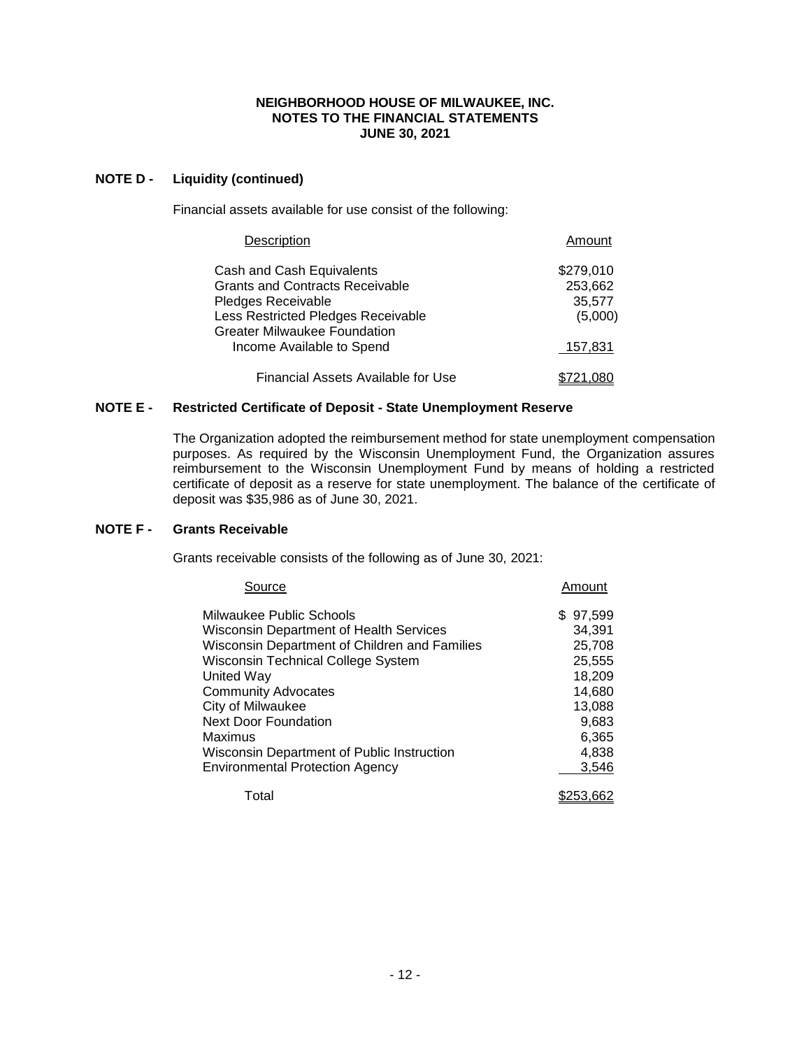**NEIGHBORHOOD HOUSE OF MILWAUKEE, INC.**
**NOTES TO THE FINANCIAL STATEMENTS**
**JUNE 30, 2021**

## NOTE D - Liquidity (continued)

Financial assets available for use consist of the following:

| Description | Amount |
|---|---|
| Cash and Cash Equivalents | $279,010 |
| Grants and Contracts Receivable | 253,662 |
| Pledges Receivable | 35,577 |
| Less Restricted Pledges Receivable | (5,000) |
| Greater Milwaukee Foundation Income Available to Spend | 157,831 |
| Financial Assets Available for Use | $721,080 |

## NOTE E - Restricted Certificate of Deposit - State Unemployment Reserve

The Organization adopted the reimbursement method for state unemployment compensation purposes. As required by the Wisconsin Unemployment Fund, the Organization assures reimbursement to the Wisconsin Unemployment Fund by means of holding a restricted certificate of deposit as a reserve for state unemployment. The balance of the certificate of deposit was $35,986 as of June 30, 2021.

## NOTE F - Grants Receivable

Grants receivable consists of the following as of June 30, 2021:

| Source | Amount |
|---|---|
| Milwaukee Public Schools | $ 97,599 |
| Wisconsin Department of Health Services | 34,391 |
| Wisconsin Department of Children and Families | 25,708 |
| Wisconsin Technical College System | 25,555 |
| United Way | 18,209 |
| Community Advocates | 14,680 |
| City of Milwaukee | 13,088 |
| Next Door Foundation | 9,683 |
| Maximus | 6,365 |
| Wisconsin Department of Public Instruction | 4,838 |
| Environmental Protection Agency | 3,546 |
| Total | $253,662 |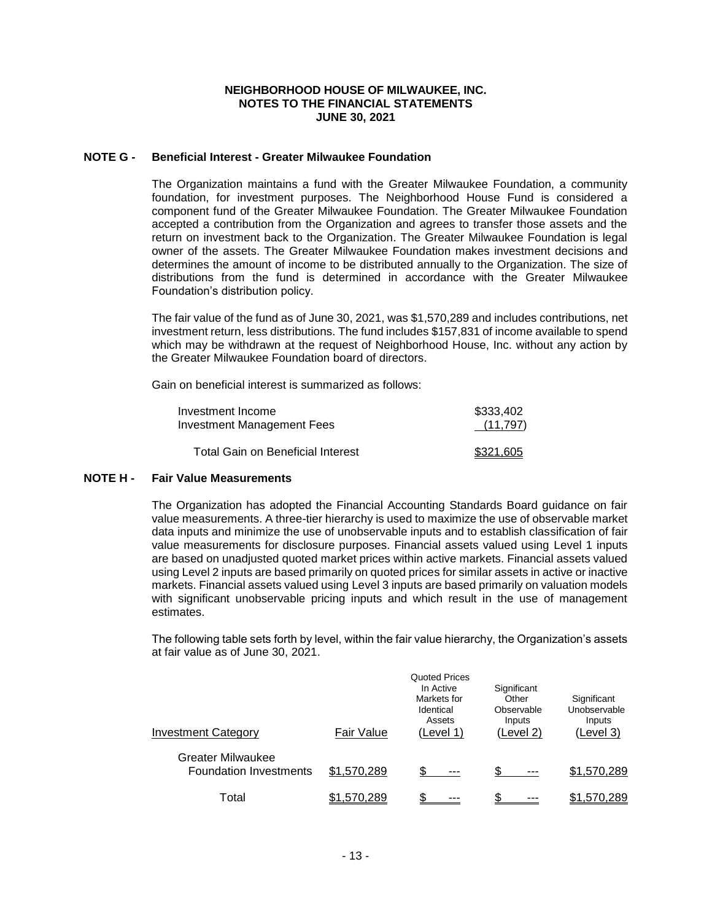**NEIGHBORHOOD HOUSE OF MILWAUKEE, INC.**
**NOTES TO THE FINANCIAL STATEMENTS**
**JUNE 30, 2021**

## NOTE G - Beneficial Interest - Greater Milwaukee Foundation

The Organization maintains a fund with the Greater Milwaukee Foundation, a community foundation, for investment purposes. The Neighborhood House Fund is considered a component fund of the Greater Milwaukee Foundation. The Greater Milwaukee Foundation accepted a contribution from the Organization and agrees to transfer those assets and the return on investment back to the Organization. The Greater Milwaukee Foundation is legal owner of the assets. The Greater Milwaukee Foundation makes investment decisions and determines the amount of income to be distributed annually to the Organization. The size of distributions from the fund is determined in accordance with the Greater Milwaukee Foundation's distribution policy.

The fair value of the fund as of June 30, 2021, was $1,570,289 and includes contributions, net investment return, less distributions. The fund includes $157,831 of income available to spend which may be withdrawn at the request of Neighborhood House, Inc. without any action by the Greater Milwaukee Foundation board of directors.

Gain on beneficial interest is summarized as follows:

| | |
|---|---|
| Investment Income | $333,402 |
| Investment Management Fees | (11,797) |
| Total Gain on Beneficial Interest | $321,605 |

## NOTE H - Fair Value Measurements

The Organization has adopted the Financial Accounting Standards Board guidance on fair value measurements. A three-tier hierarchy is used to maximize the use of observable market data inputs and minimize the use of unobservable inputs and to establish classification of fair value measurements for disclosure purposes. Financial assets valued using Level 1 inputs are based on unadjusted quoted market prices within active markets. Financial assets valued using Level 2 inputs are based primarily on quoted prices for similar assets in active or inactive markets. Financial assets valued using Level 3 inputs are based primarily on valuation models with significant unobservable pricing inputs and which result in the use of management estimates.

The following table sets forth by level, within the fair value hierarchy, the Organization's assets at fair value as of June 30, 2021.

| Investment Category | Fair Value | Quoted Prices In Active Markets for Identical Assets (Level 1) | Significant Other Observable Inputs (Level 2) | Significant Unobservable Inputs (Level 3) |
|---|---|---|---|---|
| Greater Milwaukee Foundation Investments | $1,570,289 | $ --- | $ --- | $1,570,289 |
| Total | $1,570,289 | $ --- | $ --- | $1,570,289 |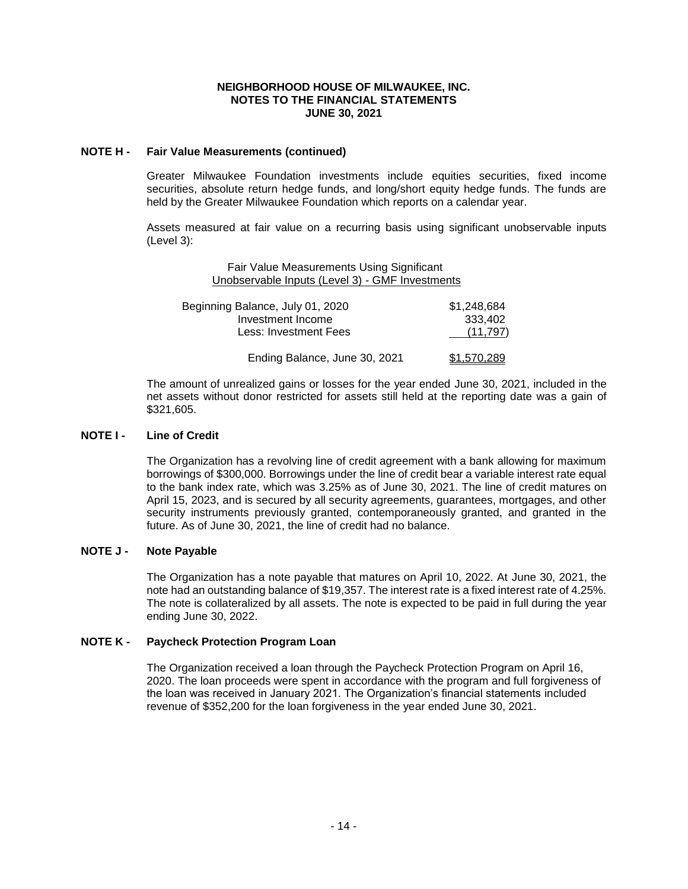# NEIGHBORHOOD HOUSE OF MILWAUKEE, INC.
# NOTES TO THE FINANCIAL STATEMENTS
# JUNE 30, 2021

## NOTE H - Fair Value Measurements (continued)

Greater Milwaukee Foundation investments include equities securities, fixed income securities, absolute return hedge funds, and long/short equity hedge funds. The funds are held by the Greater Milwaukee Foundation which reports on a calendar year.

Assets measured at fair value on a recurring basis using significant unobservable inputs (Level 3):

| Fair Value Measurements Using Significant Unobservable Inputs (Level 3) - GMF Investments | |
|---|---|
| Beginning Balance, July 01, 2020 | $1,248,684 |
| Investment Income | 333,402 |
| Less: Investment Fees | (11,797) |
| Ending Balance, June 30, 2021 | $1,570,289 |

The amount of unrealized gains or losses for the year ended June 30, 2021, included in the net assets without donor restricted for assets still held at the reporting date was a gain of $321,605.

## NOTE I - Line of Credit

The Organization has a revolving line of credit agreement with a bank allowing for maximum borrowings of $300,000. Borrowings under the line of credit bear a variable interest rate equal to the bank index rate, which was 3.25% as of June 30, 2021. The line of credit matures on April 15, 2023, and is secured by all security agreements, guarantees, mortgages, and other security instruments previously granted, contemporaneously granted, and granted in the future. As of June 30, 2021, the line of credit had no balance.

## NOTE J - Note Payable

The Organization has a note payable that matures on April 10, 2022. At June 30, 2021, the note had an outstanding balance of $19,357. The interest rate is a fixed interest rate of 4.25%. The note is collateralized by all assets. The note is expected to be paid in full during the year ending June 30, 2022.

## NOTE K - Paycheck Protection Program Loan

The Organization received a loan through the Paycheck Protection Program on April 16, 2020. The loan proceeds were spent in accordance with the program and full forgiveness of the loan was received in January 2021. The Organization's financial statements included revenue of $352,200 for the loan forgiveness in the year ended June 30, 2021.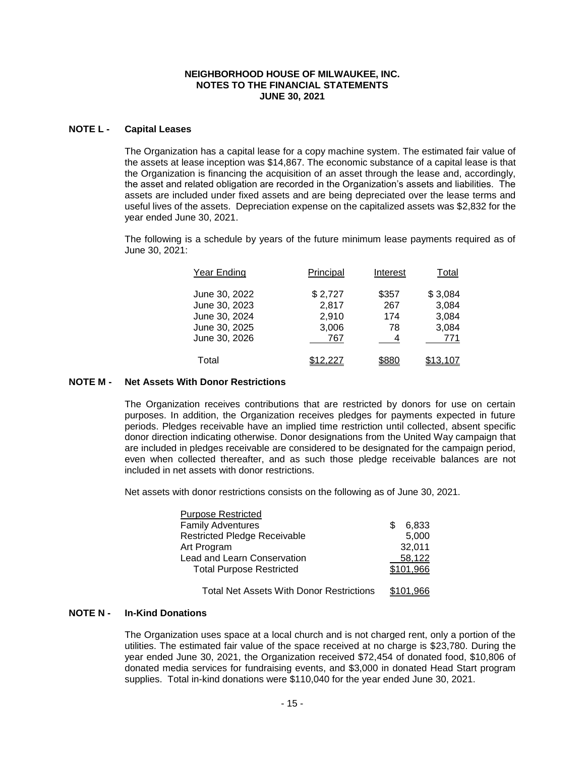**NEIGHBORHOOD HOUSE OF MILWAUKEE, INC.**
**NOTES TO THE FINANCIAL STATEMENTS**
**JUNE 30, 2021**

## NOTE L - Capital Leases

The Organization has a capital lease for a copy machine system. The estimated fair value of the assets at lease inception was $14,867. The economic substance of a capital lease is that the Organization is financing the acquisition of an asset through the lease and, accordingly, the asset and related obligation are recorded in the Organization's assets and liabilities. The assets are included under fixed assets and are being depreciated over the lease terms and useful lives of the assets. Depreciation expense on the capitalized assets was $2,832 for the year ended June 30, 2021.

The following is a schedule by years of the future minimum lease payments required as of June 30, 2021:

| Year Ending | Principal | Interest | Total |
|---|---|---|---|
| June 30, 2022 | $ 2,727 | $357 | $ 3,084 |
| June 30, 2023 | 2,817 | 267 | 3,084 |
| June 30, 2024 | 2,910 | 174 | 3,084 |
| June 30, 2025 | 3,006 | 78 | 3,084 |
| June 30, 2026 | 767 | 4 | 771 |
| Total | $12,227 | $880 | $13,107 |

## NOTE M - Net Assets With Donor Restrictions

The Organization receives contributions that are restricted by donors for use on certain purposes. In addition, the Organization receives pledges for payments expected in future periods. Pledges receivable have an implied time restriction until collected, absent specific donor direction indicating otherwise. Donor designations from the United Way campaign that are included in pledges receivable are considered to be designated for the campaign period, even when collected thereafter, and as such those pledge receivable balances are not included in net assets with donor restrictions.

Net assets with donor restrictions consists on the following as of June 30, 2021.

| | |
|---|---|
| Purpose Restricted | |
| Family Adventures | $ 6,833 |
| Restricted Pledge Receivable | 5,000 |
| Art Program | 32,011 |
| Lead and Learn Conservation | 58,122 |
| Total Purpose Restricted | $101,966 |
| Total Net Assets With Donor Restrictions | $101,966 |

## NOTE N - In-Kind Donations

The Organization uses space at a local church and is not charged rent, only a portion of the utilities. The estimated fair value of the space received at no charge is $23,780. During the year ended June 30, 2021, the Organization received $72,454 of donated food, $10,806 of donated media services for fundraising events, and $3,000 in donated Head Start program supplies. Total in-kind donations were $110,040 for the year ended June 30, 2021.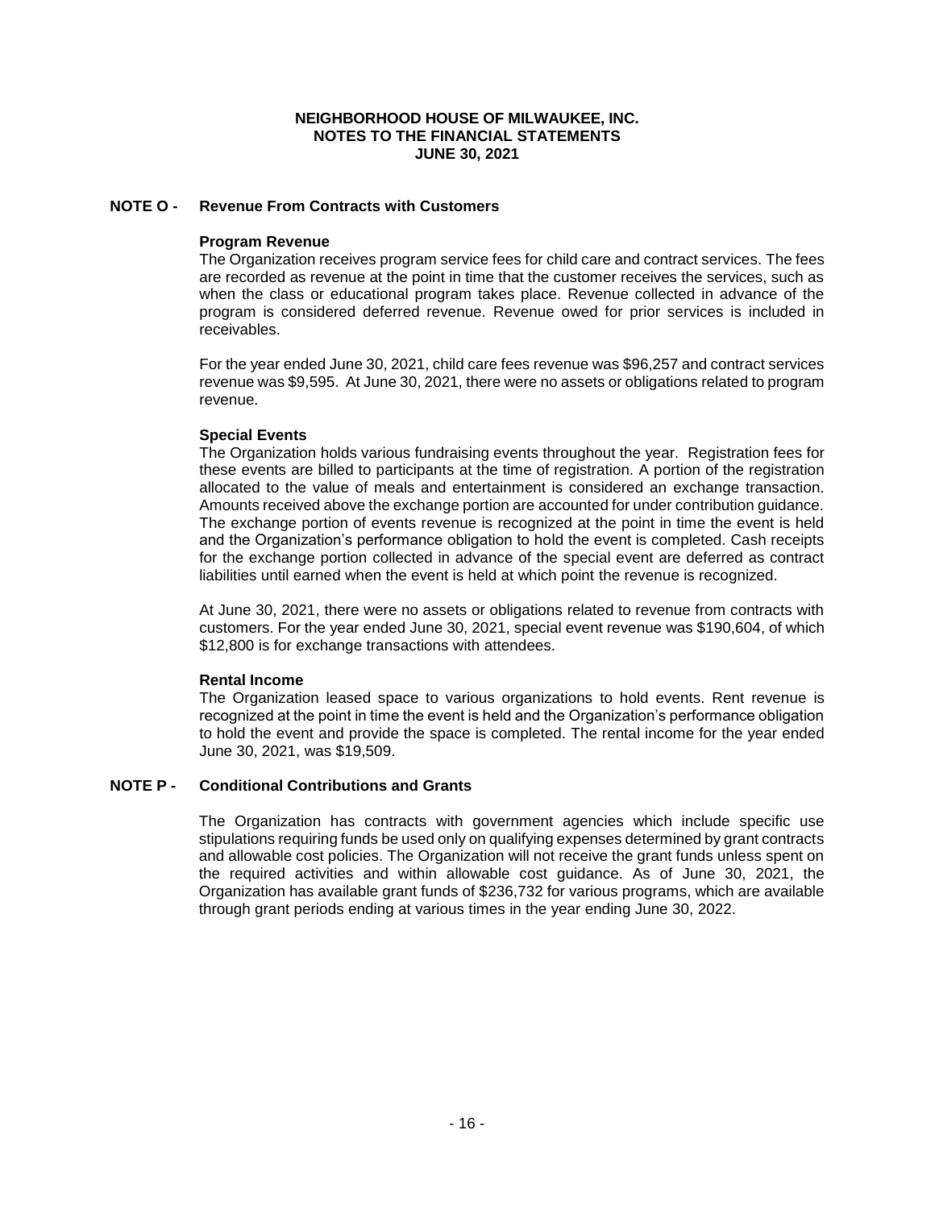**NEIGHBORHOOD HOUSE OF MILWAUKEE, INC.**
**NOTES TO THE FINANCIAL STATEMENTS**
**JUNE 30, 2021**

## NOTE O - Revenue From Contracts with Customers

### Program Revenue

The Organization receives program service fees for child care and contract services. The fees are recorded as revenue at the point in time that the customer receives the services, such as when the class or educational program takes place. Revenue collected in advance of the program is considered deferred revenue. Revenue owed for prior services is included in receivables.

For the year ended June 30, 2021, child care fees revenue was $96,257 and contract services revenue was $9,595. At June 30, 2021, there were no assets or obligations related to program revenue.

### Special Events

The Organization holds various fundraising events throughout the year. Registration fees for these events are billed to participants at the time of registration. A portion of the registration allocated to the value of meals and entertainment is considered an exchange transaction. Amounts received above the exchange portion are accounted for under contribution guidance. The exchange portion of events revenue is recognized at the point in time the event is held and the Organization's performance obligation to hold the event is completed. Cash receipts for the exchange portion collected in advance of the special event are deferred as contract liabilities until earned when the event is held at which point the revenue is recognized.

At June 30, 2021, there were no assets or obligations related to revenue from contracts with customers. For the year ended June 30, 2021, special event revenue was $190,604, of which $12,800 is for exchange transactions with attendees.

### Rental Income

The Organization leased space to various organizations to hold events. Rent revenue is recognized at the point in time the event is held and the Organization's performance obligation to hold the event and provide the space is completed. The rental income for the year ended June 30, 2021, was $19,509.

## NOTE P - Conditional Contributions and Grants

The Organization has contracts with government agencies which include specific use stipulations requiring funds be used only on qualifying expenses determined by grant contracts and allowable cost policies. The Organization will not receive the grant funds unless spent on the required activities and within allowable cost guidance. As of June 30, 2021, the Organization has available grant funds of $236,732 for various programs, which are available through grant periods ending at various times in the year ending June 30, 2022.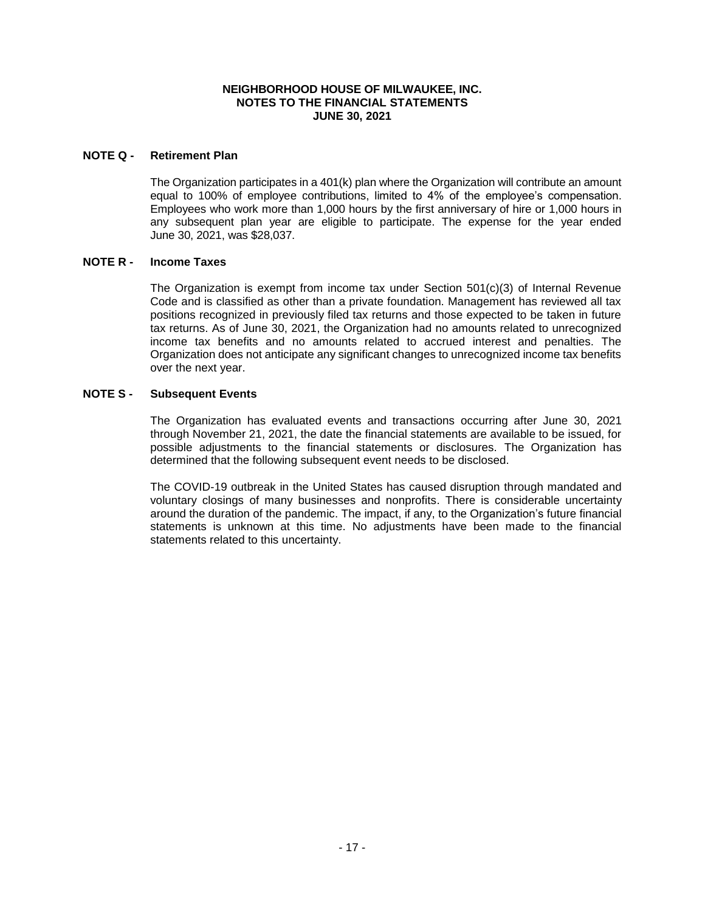**NEIGHBORHOOD HOUSE OF MILWAUKEE, INC.**
**NOTES TO THE FINANCIAL STATEMENTS**
**JUNE 30, 2021**

## NOTE Q - Retirement Plan

The Organization participates in a 401(k) plan where the Organization will contribute an amount equal to 100% of employee contributions, limited to 4% of the employee's compensation. Employees who work more than 1,000 hours by the first anniversary of hire or 1,000 hours in any subsequent plan year are eligible to participate. The expense for the year ended June 30, 2021, was $28,037.

## NOTE R - Income Taxes

The Organization is exempt from income tax under Section 501(c)(3) of Internal Revenue Code and is classified as other than a private foundation. Management has reviewed all tax positions recognized in previously filed tax returns and those expected to be taken in future tax returns. As of June 30, 2021, the Organization had no amounts related to unrecognized income tax benefits and no amounts related to accrued interest and penalties. The Organization does not anticipate any significant changes to unrecognized income tax benefits over the next year.

## NOTE S - Subsequent Events

The Organization has evaluated events and transactions occurring after June 30, 2021 through November 21, 2021, the date the financial statements are available to be issued, for possible adjustments to the financial statements or disclosures. The Organization has determined that the following subsequent event needs to be disclosed.

The COVID-19 outbreak in the United States has caused disruption through mandated and voluntary closings of many businesses and nonprofits. There is considerable uncertainty around the duration of the pandemic. The impact, if any, to the Organization's future financial statements is unknown at this time. No adjustments have been made to the financial statements related to this uncertainty.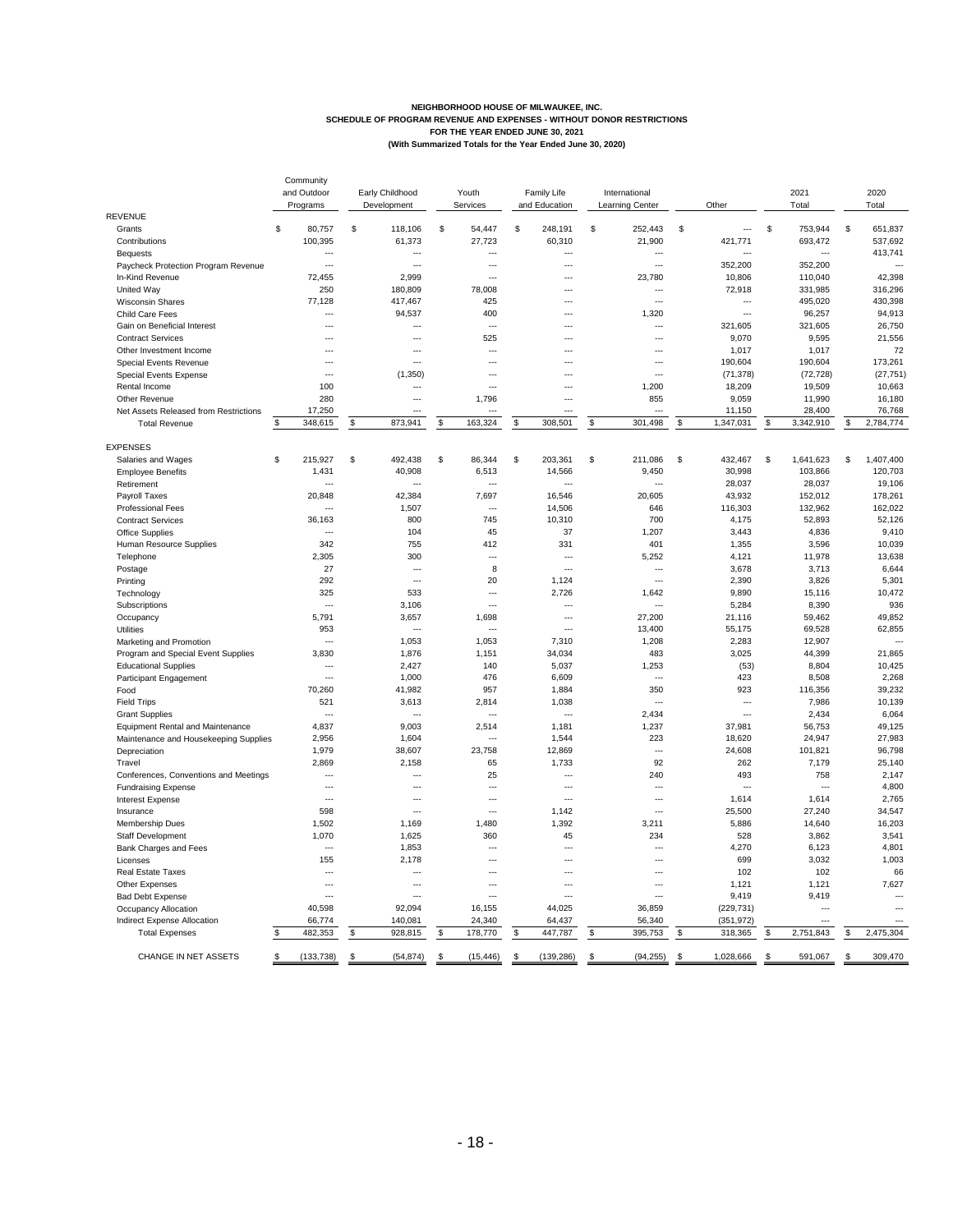**NEIGHBORHOOD HOUSE OF MILWAUKEE, INC.**
**SCHEDULE OF PROGRAM REVENUE AND EXPENSES - WITHOUT DONOR RESTRICTIONS**
**FOR THE YEAR ENDED JUNE 30, 2021**
**(With Summarized Totals for the Year Ended June 30, 2020)**

| | Community and Outdoor Programs | Early Childhood Development | Youth Services | Family Life and Education | International Learning Center | Other | 2021 Total | 2020 Total |
|---|---|---|---|---|---|---|---|---|
| REVENUE | | | | | | | | |
| Grants | $ 80,757 | $ 118,106 | $ 54,447 | $ 248,191 | $ 252,443 | $ --- | $ 753,944 | $ 651,837 |
| Contributions | 100,395 | 61,373 | 27,723 | 60,310 | 21,900 | 421,771 | 693,472 | 537,692 |
| Bequests | --- | --- | --- | --- | --- | --- | --- | 413,741 |
| Paycheck Protection Program Revenue | --- | --- | --- | --- | --- | 352,200 | 352,200 | --- |
| In-Kind Revenue | 72,455 | 2,999 | --- | --- | 23,780 | 10,806 | 110,040 | 42,398 |
| United Way | 250 | 180,809 | 78,008 | --- | --- | 72,918 | 331,985 | 316,296 |
| Wisconsin Shares | 77,128 | 417,467 | 425 | --- | --- | --- | 495,020 | 430,398 |
| Child Care Fees | --- | 94,537 | 400 | --- | 1,320 | --- | 96,257 | 94,913 |
| Gain on Beneficial Interest | --- | --- | --- | --- | --- | 321,605 | 321,605 | 26,750 |
| Contract Services | --- | --- | 525 | --- | --- | 9,070 | 9,595 | 21,556 |
| Other Investment Income | --- | --- | --- | --- | --- | 1,017 | 1,017 | 72 |
| Special Events Revenue | --- | --- | --- | --- | --- | 190,604 | 190,604 | 173,261 |
| Special Events Expense | --- | (1,350) | --- | --- | --- | (71,378) | (72,728) | (27,751) |
| Rental Income | 100 | --- | --- | --- | 1,200 | 18,209 | 19,509 | 10,663 |
| Other Revenue | 280 | --- | 1,796 | --- | 855 | 9,059 | 11,990 | 16,180 |
| Net Assets Released from Restrictions | 17,250 | --- | --- | --- | --- | 11,150 | 28,400 | 76,768 |
| Total Revenue | $ 348,615 | $ 873,941 | $ 163,324 | $ 308,501 | $ 301,498 | $ 1,347,031 | $ 3,342,910 | $ 2,784,774 |
| EXPENSES | | | | | | | | |
| Salaries and Wages | $ 215,927 | $ 492,438 | $ 86,344 | $ 203,361 | $ 211,086 | $ 432,467 | $ 1,641,623 | $ 1,407,400 |
| Employee Benefits | 1,431 | 40,908 | 6,513 | 14,566 | 9,450 | 30,998 | 103,866 | 120,703 |
| Retirement | --- | --- | --- | --- | --- | 28,037 | 28,037 | 19,106 |
| Payroll Taxes | 20,848 | 42,384 | 7,697 | 16,546 | 20,605 | 43,932 | 152,012 | 178,261 |
| Professional Fees | --- | 1,507 | --- | 14,506 | 646 | 116,303 | 132,962 | 162,022 |
| Contract Services | 36,163 | 800 | 745 | 10,310 | 700 | 4,175 | 52,893 | 52,126 |
| Office Supplies | --- | 104 | 45 | 37 | 1,207 | 3,443 | 4,836 | 9,410 |
| Human Resource Supplies | 342 | 755 | 412 | 331 | 401 | 1,355 | 3,596 | 10,039 |
| Telephone | 2,305 | 300 | --- | --- | 5,252 | 4,121 | 11,978 | 13,638 |
| Postage | 27 | --- | 8 | --- | --- | 3,678 | 3,713 | 6,644 |
| Printing | 292 | --- | 20 | 1,124 | --- | 2,390 | 3,826 | 5,301 |
| Technology | 325 | 533 | --- | 2,726 | 1,642 | 9,890 | 15,116 | 10,472 |
| Subscriptions | --- | 3,106 | --- | --- | --- | 5,284 | 8,390 | 936 |
| Occupancy | 5,791 | 3,657 | 1,698 | --- | 27,200 | 21,116 | 59,462 | 49,852 |
| Utilities | 953 | --- | --- | --- | 13,400 | 55,175 | 69,528 | 62,855 |
| Marketing and Promotion | --- | 1,053 | 1,053 | 7,310 | 1,208 | 2,283 | 12,907 | --- |
| Program and Special Event Supplies | 3,830 | 1,876 | 1,151 | 34,034 | 483 | 3,025 | 44,399 | 21,865 |
| Educational Supplies | --- | 2,427 | 140 | 5,037 | 1,253 | (53) | 8,804 | 10,425 |
| Participant Engagement | --- | 1,000 | 476 | 6,609 | --- | 423 | 8,508 | 2,268 |
| Food | 70,260 | 41,982 | 957 | 1,884 | 350 | 923 | 116,356 | 39,232 |
| Field Trips | 521 | 3,613 | 2,814 | 1,038 | --- | --- | 7,986 | 10,139 |
| Grant Supplies | --- | --- | --- | --- | 2,434 | --- | 2,434 | 6,064 |
| Equipment Rental and Maintenance | 4,837 | 9,003 | 2,514 | 1,181 | 1,237 | 37,981 | 56,753 | 49,125 |
| Maintenance and Housekeeping Supplies | 2,956 | 1,604 | --- | 1,544 | 223 | 18,620 | 24,947 | 27,983 |
| Depreciation | 1,979 | 38,607 | 23,758 | 12,869 | --- | 24,608 | 101,821 | 96,798 |
| Travel | 2,869 | 2,158 | 65 | 1,733 | 92 | 262 | 7,179 | 25,140 |
| Conferences, Conventions and Meetings | --- | --- | 25 | --- | 240 | 493 | 758 | 2,147 |
| Fundraising Expense | --- | --- | --- | --- | --- | --- | --- | 4,800 |
| Interest Expense | --- | --- | --- | --- | --- | 1,614 | 1,614 | 2,765 |
| Insurance | 598 | --- | --- | 1,142 | --- | 25,500 | 27,240 | 34,547 |
| Membership Dues | 1,502 | 1,169 | 1,480 | 1,392 | 3,211 | 5,886 | 14,640 | 16,203 |
| Staff Development | 1,070 | 1,625 | 360 | 45 | 234 | 528 | 3,862 | 3,541 |
| Bank Charges and Fees | --- | 1,853 | --- | --- | --- | 4,270 | 6,123 | 4,801 |
| Licenses | 155 | 2,178 | --- | --- | --- | 699 | 3,032 | 1,003 |
| Real Estate Taxes | --- | --- | --- | --- | --- | 102 | 102 | 66 |
| Other Expenses | --- | --- | --- | --- | --- | 1,121 | 1,121 | 7,627 |
| Bad Debt Expense | --- | --- | --- | --- | --- | 9,419 | 9,419 | --- |
| Occupancy Allocation | 40,598 | 92,094 | 16,155 | 44,025 | 36,859 | (229,731) | --- | --- |
| Indirect Expense Allocation | 66,774 | 140,081 | 24,340 | 64,437 | 56,340 | (351,972) | --- | --- |
| Total Expenses | $ 482,353 | $ 928,815 | $ 178,770 | $ 447,787 | $ 395,753 | $ 318,365 | $ 2,751,843 | $ 2,475,304 |
| CHANGE IN NET ASSETS | $ (133,738) | $ (54,874) | $ (15,446) | $ (139,286) | $ (94,255) | $ 1,028,666 | $ 591,067 | $ 309,470 |